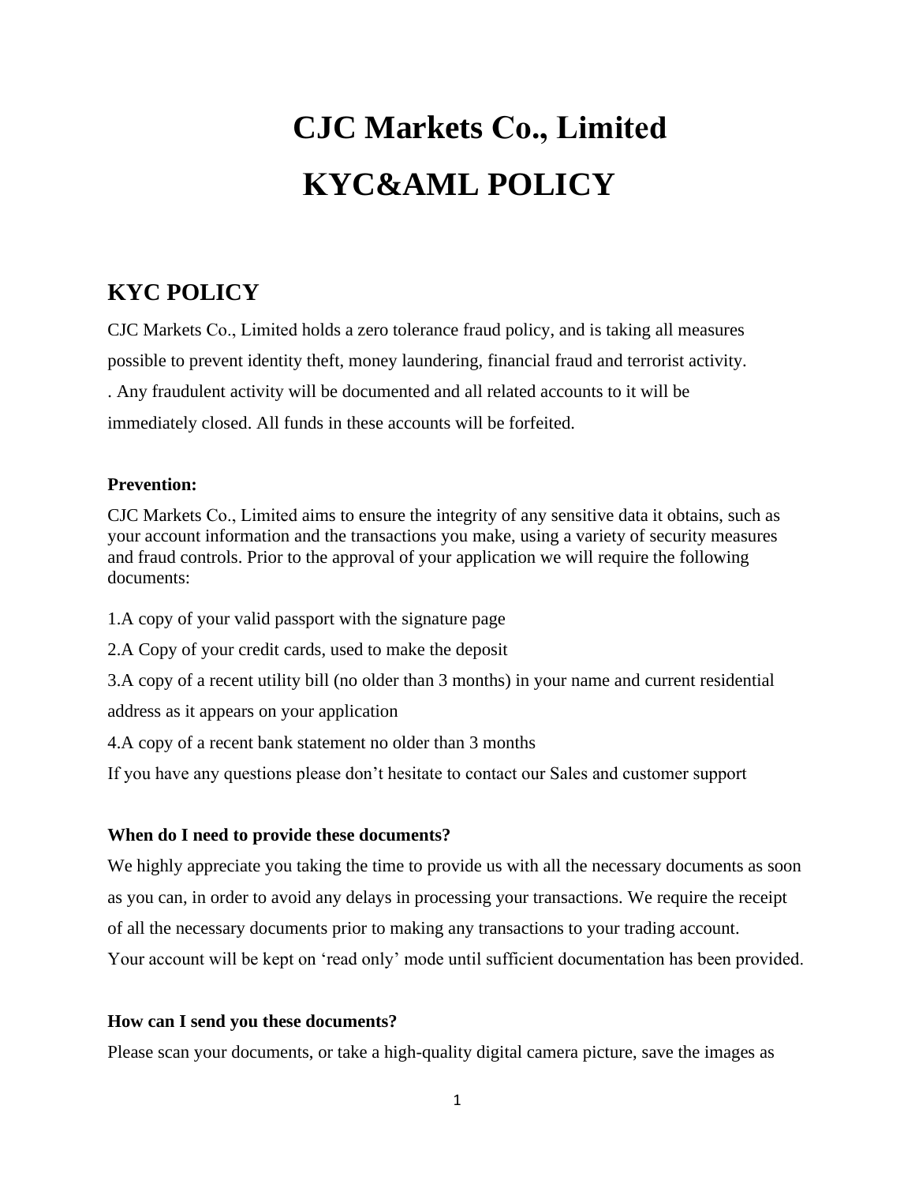# CJC Markets Co., Limited

# KYC&AML POLICY

## KYC POLICY

CJC Markets Co., Limited holds a zero tolerance fraud policy, and is taking all measures possible to prevent identity theft, money laundering, financial fraud and terrorist activity. . Any fraudulent activity will be documented and all related accounts to it will be immediately closed. All funds in these accounts will be forfeited.

**Prevention:**

CJC Markets Co., Limited aims to ensure the integrity of any sensitive data it obtains, such as your account information and the transactions you make, using a variety of security measures and fraud controls. Prior to the approval of your application we will require the following documents:

1.A copy of your valid passport with the signature page

2.A Copy of your credit cards, used to make the deposit

3.A copy of a recent utility bill (no older than 3 months) in your name and current residential address as it appears on your application

4.A copy of a recent bank statement no older than 3 months

If you have any questions please don't hesitate to contact our Sales and customer support

**When do I need to provide these documents?**

We highly appreciate you taking the time to provide us with all the necessary documents as soon as you can, in order to avoid any delays in processing your transactions. We require the receipt of all the necessary documents prior to making any transactions to your trading account. Your account will be kept on 'read only' mode until sufficient documentation has been provided.

**How can I send you these documents?**

Please scan your documents, or take a high-quality digital camera picture, save the images as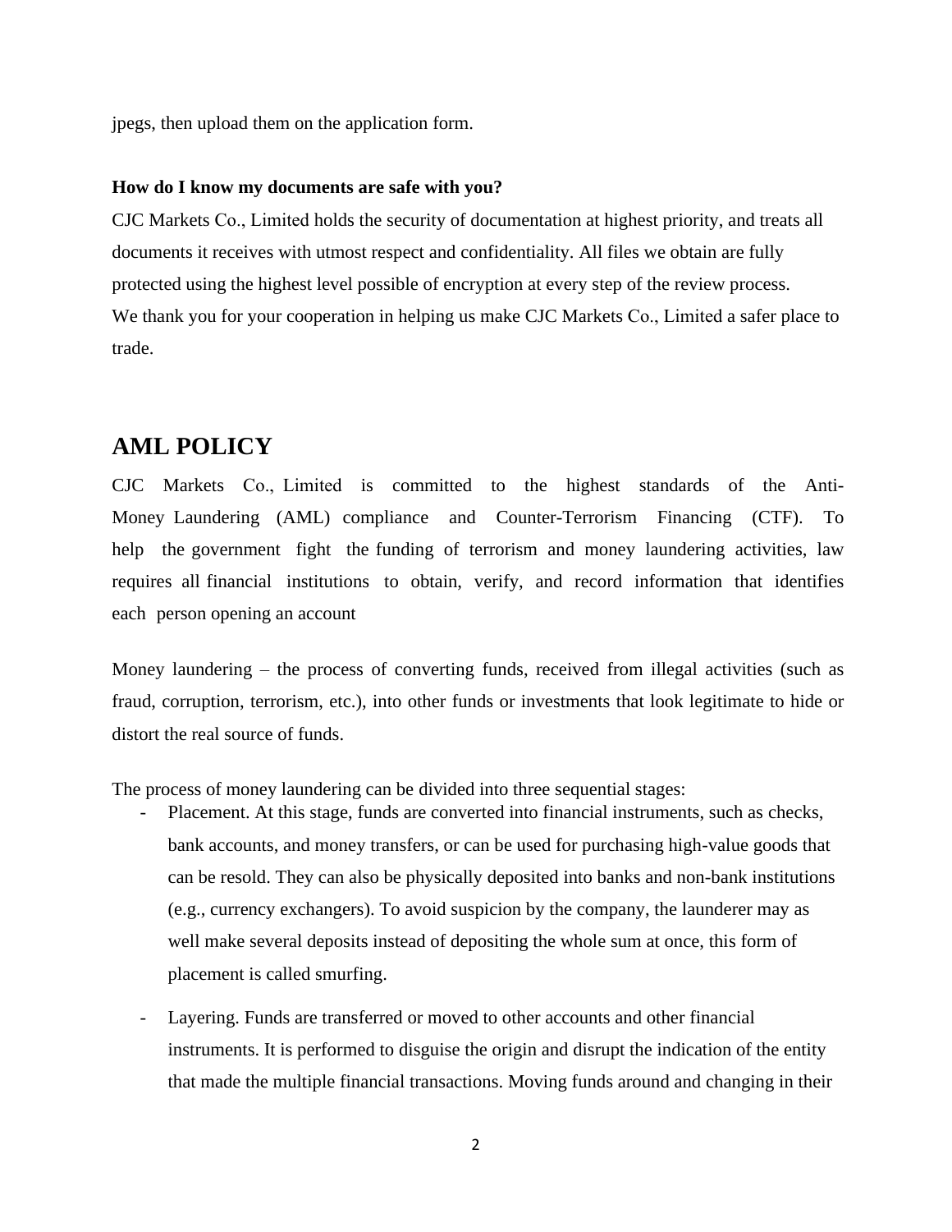jpegs, then upload them on the application form.

**How do I know my documents are safe with you?**

CJC Markets Co., Limited holds the security of documentation at highest priority, and treats all documents it receives with utmost respect and confidentiality. All files we obtain are fully protected using the highest level possible of encryption at every step of the review process.
We thank you for your cooperation in helping us make CJC Markets Co., Limited a safer place to trade.

## AML POLICY

CJC Markets Co., Limited is committed to the highest standards of the Anti-Money Laundering (AML) compliance and Counter-Terrorism Financing (CTF). To help the government fight the funding of terrorism and money laundering activities, law requires all financial institutions to obtain, verify, and record information that identifies each person opening an account

Money laundering – the process of converting funds, received from illegal activities (such as fraud, corruption, terrorism, etc.), into other funds or investments that look legitimate to hide or distort the real source of funds.

The process of money laundering can be divided into three sequential stages:

- Placement. At this stage, funds are converted into financial instruments, such as checks, bank accounts, and money transfers, or can be used for purchasing high-value goods that can be resold. They can also be physically deposited into banks and non-bank institutions (e.g., currency exchangers). To avoid suspicion by the company, the launderer may as well make several deposits instead of depositing the whole sum at once, this form of placement is called smurfing.

- Layering. Funds are transferred or moved to other accounts and other financial instruments. It is performed to disguise the origin and disrupt the indication of the entity that made the multiple financial transactions. Moving funds around and changing in their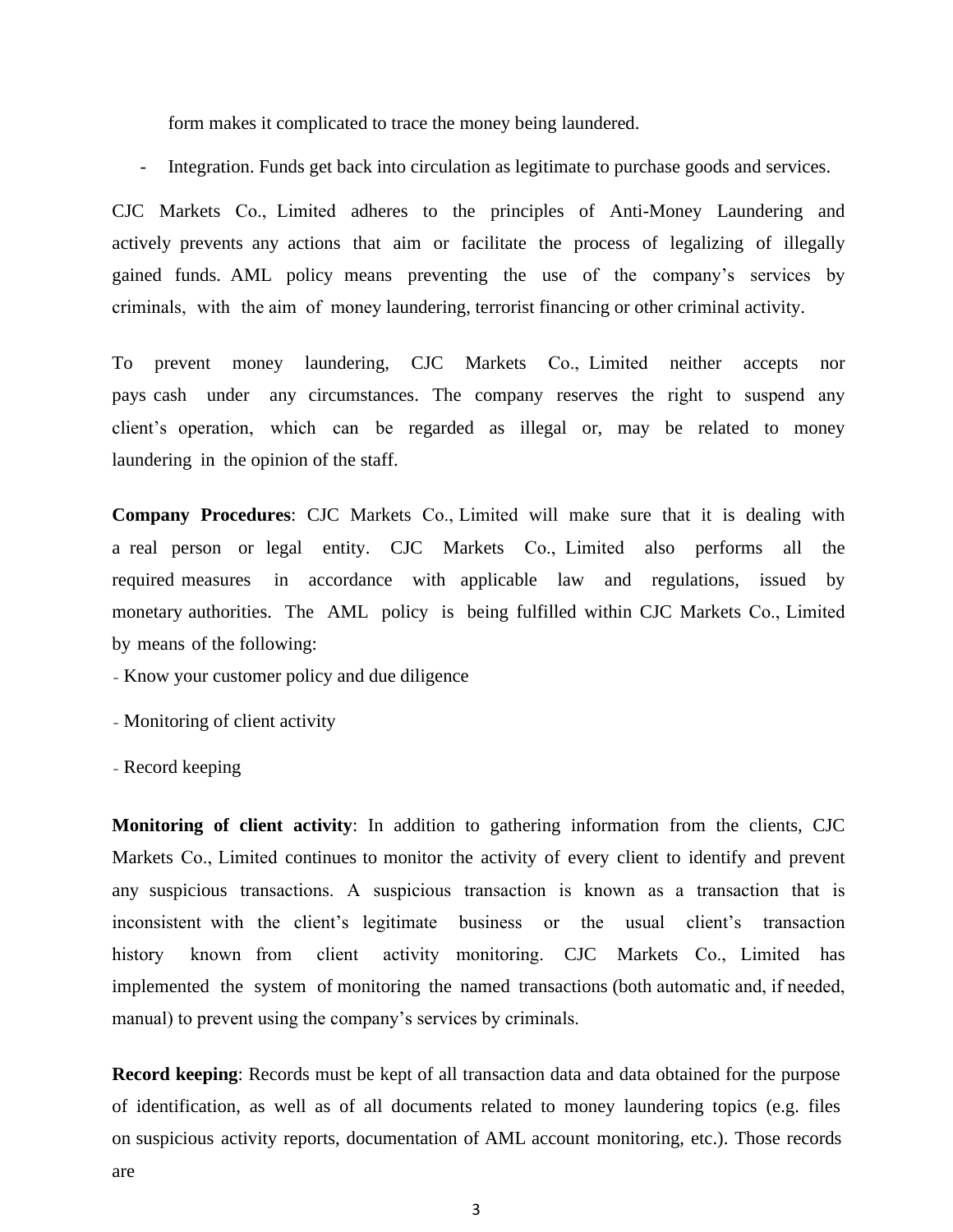form makes it complicated to trace the money being laundered.

- Integration. Funds get back into circulation as legitimate to purchase goods and services.

CJC Markets Co., Limited adheres to the principles of Anti-Money Laundering and actively prevents any actions that aim or facilitate the process of legalizing of illegally gained funds. AML policy means preventing the use of the company's services by criminals, with the aim of money laundering, terrorist financing or other criminal activity.

To prevent money laundering, CJC Markets Co., Limited neither accepts nor pays cash under any circumstances. The company reserves the right to suspend any client's operation, which can be regarded as illegal or, may be related to money laundering in the opinion of the staff.

**Company Procedures**: CJC Markets Co., Limited will make sure that it is dealing with a real person or legal entity. CJC Markets Co., Limited also performs all the required measures in accordance with applicable law and regulations, issued by monetary authorities. The AML policy is being fulfilled within CJC Markets Co., Limited by means of the following:

- Know your customer policy and due diligence
- Monitoring of client activity
- Record keeping

**Monitoring of client activity**: In addition to gathering information from the clients, CJC Markets Co., Limited continues to monitor the activity of every client to identify and prevent any suspicious transactions. A suspicious transaction is known as a transaction that is inconsistent with the client's legitimate business or the usual client's transaction history known from client activity monitoring. CJC Markets Co., Limited has implemented the system of monitoring the named transactions (both automatic and, if needed, manual) to prevent using the company's services by criminals.

**Record keeping**: Records must be kept of all transaction data and data obtained for the purpose of identification, as well as of all documents related to money laundering topics (e.g. files on suspicious activity reports, documentation of AML account monitoring, etc.). Those records are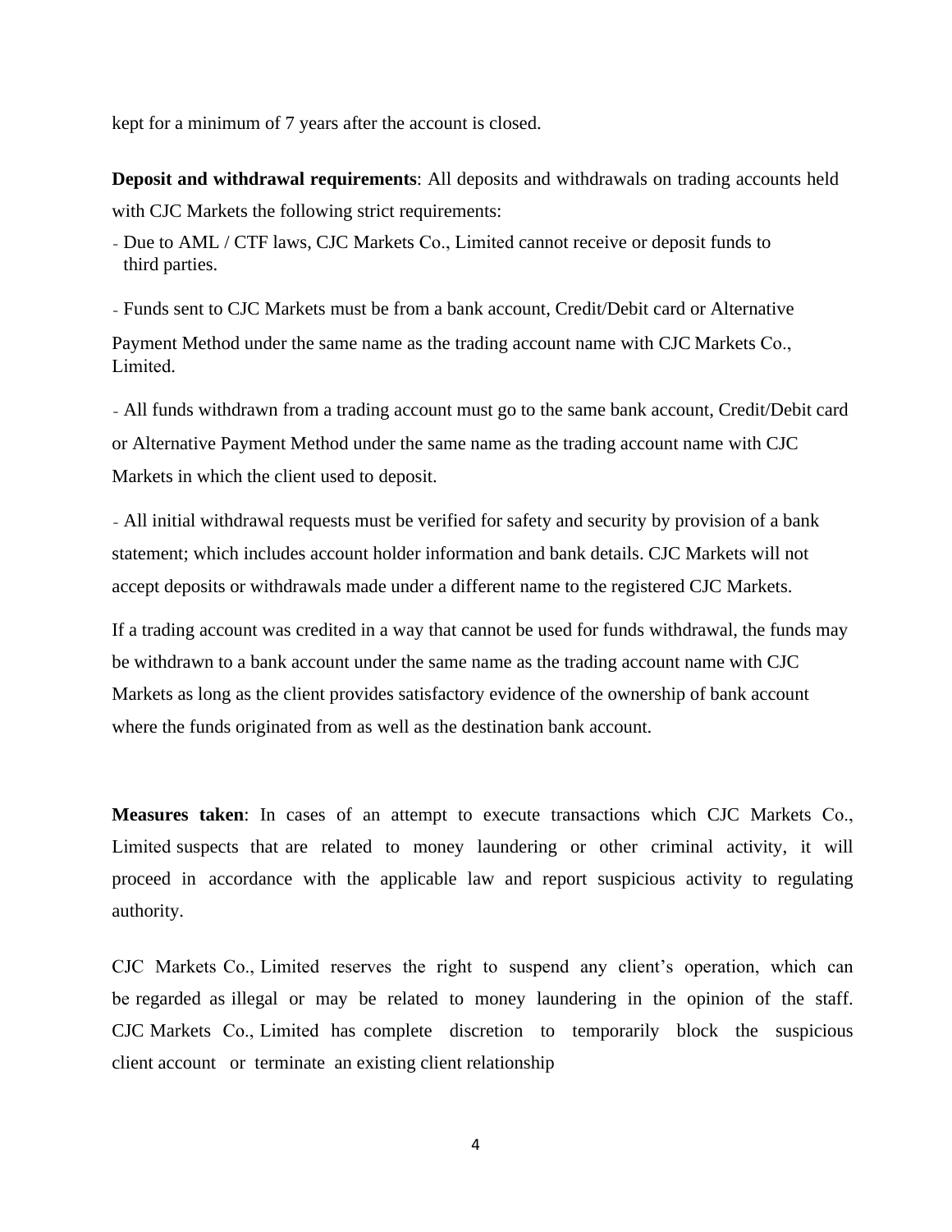kept for a minimum of 7 years after the account is closed.

**Deposit and withdrawal requirements**: All deposits and withdrawals on trading accounts held with CJC Markets the following strict requirements:

- Due to AML / CTF laws, CJC Markets Co., Limited cannot receive or deposit funds to third parties.

- Funds sent to CJC Markets must be from a bank account, Credit/Debit card or Alternative Payment Method under the same name as the trading account name with CJC Markets Co., Limited.

- All funds withdrawn from a trading account must go to the same bank account, Credit/Debit card or Alternative Payment Method under the same name as the trading account name with CJC Markets in which the client used to deposit.

- All initial withdrawal requests must be verified for safety and security by provision of a bank statement; which includes account holder information and bank details. CJC Markets will not accept deposits or withdrawals made under a different name to the registered CJC Markets.

If a trading account was credited in a way that cannot be used for funds withdrawal, the funds may be withdrawn to a bank account under the same name as the trading account name with CJC Markets as long as the client provides satisfactory evidence of the ownership of bank account where the funds originated from as well as the destination bank account.

**Measures taken**: In cases of an attempt to execute transactions which CJC Markets Co., Limited suspects that are related to money laundering or other criminal activity, it will proceed in accordance with the applicable law and report suspicious activity to regulating authority.

CJC Markets Co., Limited reserves the right to suspend any client's operation, which can be regarded as illegal or may be related to money laundering in the opinion of the staff. CJC Markets Co., Limited has complete discretion to temporarily block the suspicious client account or terminate an existing client relationship